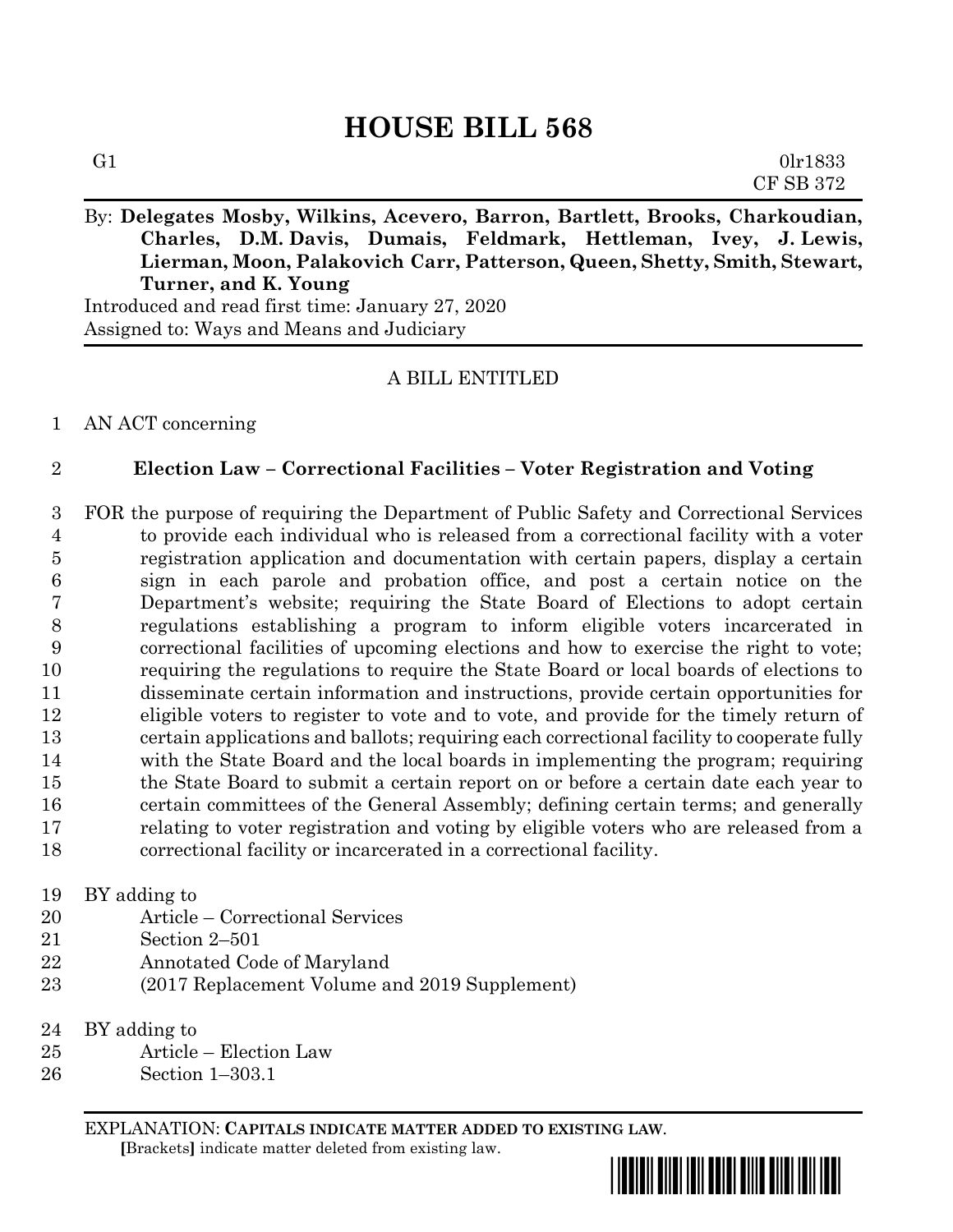# HOUSE BILL 568

G1 0lr1833
CF SB 372

By: **Delegates Mosby, Wilkins, Acevero, Barron, Bartlett, Brooks, Charkoudian, Charles, D.M. Davis, Dumais, Feldmark, Hettleman, Ivey, J. Lewis, Lierman, Moon, Palakovich Carr, Patterson, Queen, Shetty, Smith, Stewart, Turner, and K. Young**

Introduced and read first time: January 27, 2020
Assigned to: Ways and Means and Judiciary

A BILL ENTITLED

1 AN ACT concerning

2 **Election Law – Correctional Facilities – Voter Registration and Voting**

3 FOR the purpose of requiring the Department of Public Safety and Correctional Services
4 to provide each individual who is released from a correctional facility with a voter
5 registration application and documentation with certain papers, display a certain
6 sign in each parole and probation office, and post a certain notice on the
7 Department's website; requiring the State Board of Elections to adopt certain
8 regulations establishing a program to inform eligible voters incarcerated in
9 correctional facilities of upcoming elections and how to exercise the right to vote;
10 requiring the regulations to require the State Board or local boards of elections to
11 disseminate certain information and instructions, provide certain opportunities for
12 eligible voters to register to vote and to vote, and provide for the timely return of
13 certain applications and ballots; requiring each correctional facility to cooperate fully
14 with the State Board and the local boards in implementing the program; requiring
15 the State Board to submit a certain report on or before a certain date each year to
16 certain committees of the General Assembly; defining certain terms; and generally
17 relating to voter registration and voting by eligible voters who are released from a
18 correctional facility or incarcerated in a correctional facility.

19 BY adding to
20 Article – Correctional Services
21 Section 2–501
22 Annotated Code of Maryland
23 (2017 Replacement Volume and 2019 Supplement)

24 BY adding to
25 Article – Election Law
26 Section 1–303.1

EXPLANATION: **CAPITALS INDICATE MATTER ADDED TO EXISTING LAW.**
**[**Brackets**]** indicate matter deleted from existing law.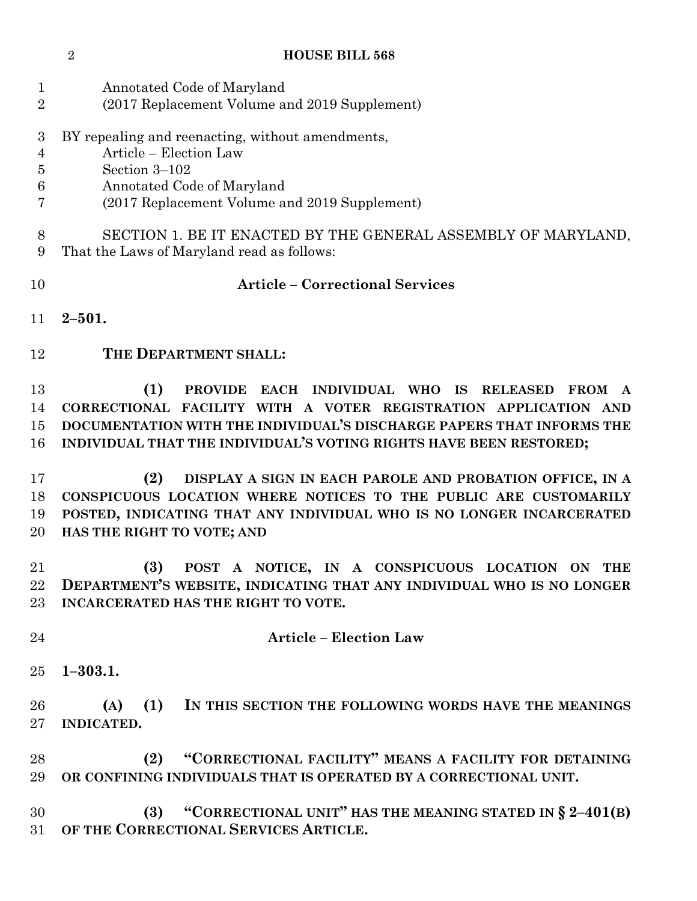Annotated Code of Maryland
(2017 Replacement Volume and 2019 Supplement)

BY repealing and reenacting, without amendments,
Article – Election Law
Section 3–102
Annotated Code of Maryland
(2017 Replacement Volume and 2019 Supplement)

SECTION 1. BE IT ENACTED BY THE GENERAL ASSEMBLY OF MARYLAND, That the Laws of Maryland read as follows:

**Article – Correctional Services**

**2–501.**

**THE DEPARTMENT SHALL:**

**(1) PROVIDE EACH INDIVIDUAL WHO IS RELEASED FROM A CORRECTIONAL FACILITY WITH A VOTER REGISTRATION APPLICATION AND DOCUMENTATION WITH THE INDIVIDUAL'S DISCHARGE PAPERS THAT INFORMS THE INDIVIDUAL THAT THE INDIVIDUAL'S VOTING RIGHTS HAVE BEEN RESTORED;**

**(2) DISPLAY A SIGN IN EACH PAROLE AND PROBATION OFFICE, IN A CONSPICUOUS LOCATION WHERE NOTICES TO THE PUBLIC ARE CUSTOMARILY POSTED, INDICATING THAT ANY INDIVIDUAL WHO IS NO LONGER INCARCERATED HAS THE RIGHT TO VOTE; AND**

**(3) POST A NOTICE, IN A CONSPICUOUS LOCATION ON THE DEPARTMENT'S WEBSITE, INDICATING THAT ANY INDIVIDUAL WHO IS NO LONGER INCARCERATED HAS THE RIGHT TO VOTE.**

**Article – Election Law**

**1–303.1.**

**(A) (1) IN THIS SECTION THE FOLLOWING WORDS HAVE THE MEANINGS INDICATED.**

**(2) "CORRECTIONAL FACILITY" MEANS A FACILITY FOR DETAINING OR CONFINING INDIVIDUALS THAT IS OPERATED BY A CORRECTIONAL UNIT.**

**(3) "CORRECTIONAL UNIT" HAS THE MEANING STATED IN § 2–401(B) OF THE CORRECTIONAL SERVICES ARTICLE.**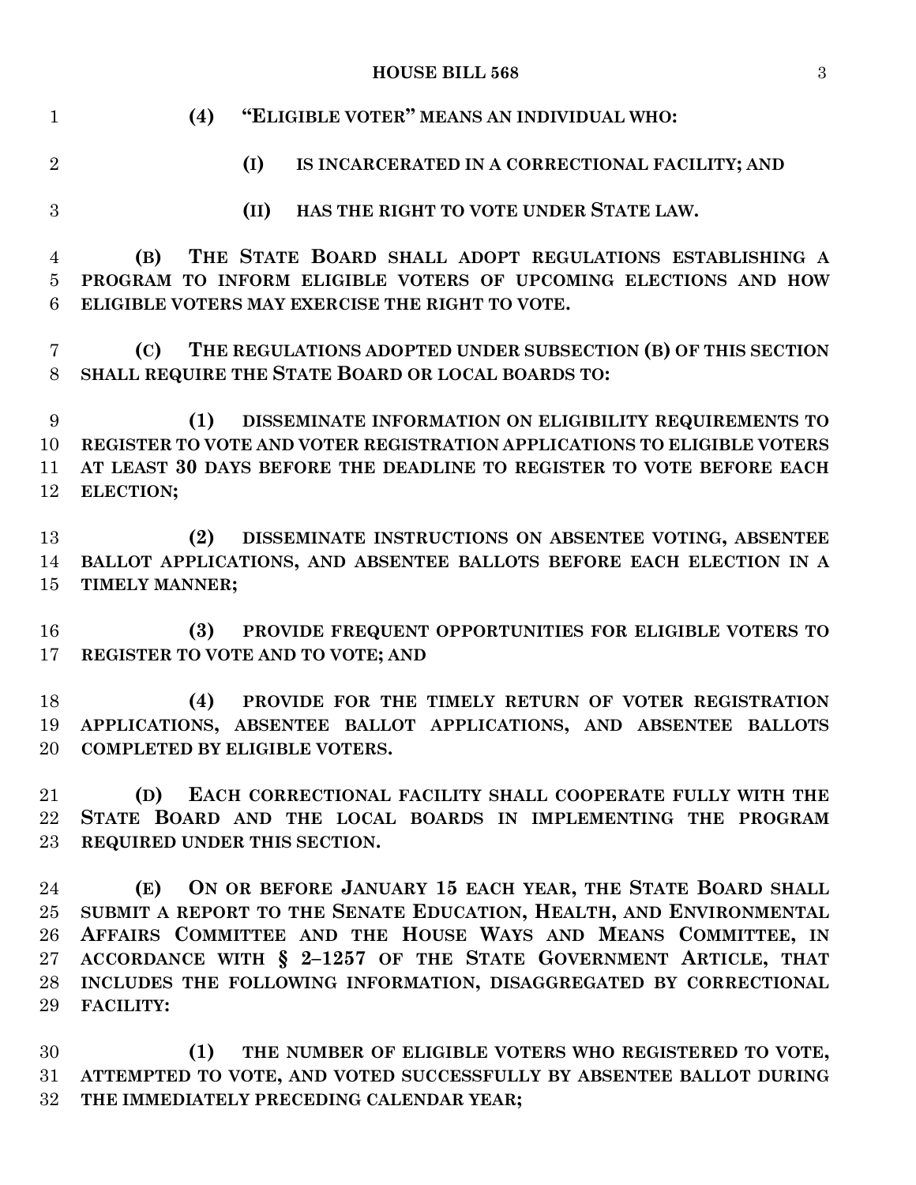**(4) "ELIGIBLE VOTER" MEANS AN INDIVIDUAL WHO:**

**(I) IS INCARCERATED IN A CORRECTIONAL FACILITY; AND**

**(II) HAS THE RIGHT TO VOTE UNDER STATE LAW.**

**(B) THE STATE BOARD SHALL ADOPT REGULATIONS ESTABLISHING A PROGRAM TO INFORM ELIGIBLE VOTERS OF UPCOMING ELECTIONS AND HOW ELIGIBLE VOTERS MAY EXERCISE THE RIGHT TO VOTE.**

**(C) THE REGULATIONS ADOPTED UNDER SUBSECTION (B) OF THIS SECTION SHALL REQUIRE THE STATE BOARD OR LOCAL BOARDS TO:**

**(1) DISSEMINATE INFORMATION ON ELIGIBILITY REQUIREMENTS TO REGISTER TO VOTE AND VOTER REGISTRATION APPLICATIONS TO ELIGIBLE VOTERS AT LEAST 30 DAYS BEFORE THE DEADLINE TO REGISTER TO VOTE BEFORE EACH ELECTION;**

**(2) DISSEMINATE INSTRUCTIONS ON ABSENTEE VOTING, ABSENTEE BALLOT APPLICATIONS, AND ABSENTEE BALLOTS BEFORE EACH ELECTION IN A TIMELY MANNER;**

**(3) PROVIDE FREQUENT OPPORTUNITIES FOR ELIGIBLE VOTERS TO REGISTER TO VOTE AND TO VOTE; AND**

**(4) PROVIDE FOR THE TIMELY RETURN OF VOTER REGISTRATION APPLICATIONS, ABSENTEE BALLOT APPLICATIONS, AND ABSENTEE BALLOTS COMPLETED BY ELIGIBLE VOTERS.**

**(D) EACH CORRECTIONAL FACILITY SHALL COOPERATE FULLY WITH THE STATE BOARD AND THE LOCAL BOARDS IN IMPLEMENTING THE PROGRAM REQUIRED UNDER THIS SECTION.**

**(E) ON OR BEFORE JANUARY 15 EACH YEAR, THE STATE BOARD SHALL SUBMIT A REPORT TO THE SENATE EDUCATION, HEALTH, AND ENVIRONMENTAL AFFAIRS COMMITTEE AND THE HOUSE WAYS AND MEANS COMMITTEE, IN ACCORDANCE WITH § 2–1257 OF THE STATE GOVERNMENT ARTICLE, THAT INCLUDES THE FOLLOWING INFORMATION, DISAGGREGATED BY CORRECTIONAL FACILITY:**

**(1) THE NUMBER OF ELIGIBLE VOTERS WHO REGISTERED TO VOTE, ATTEMPTED TO VOTE, AND VOTED SUCCESSFULLY BY ABSENTEE BALLOT DURING THE IMMEDIATELY PRECEDING CALENDAR YEAR;**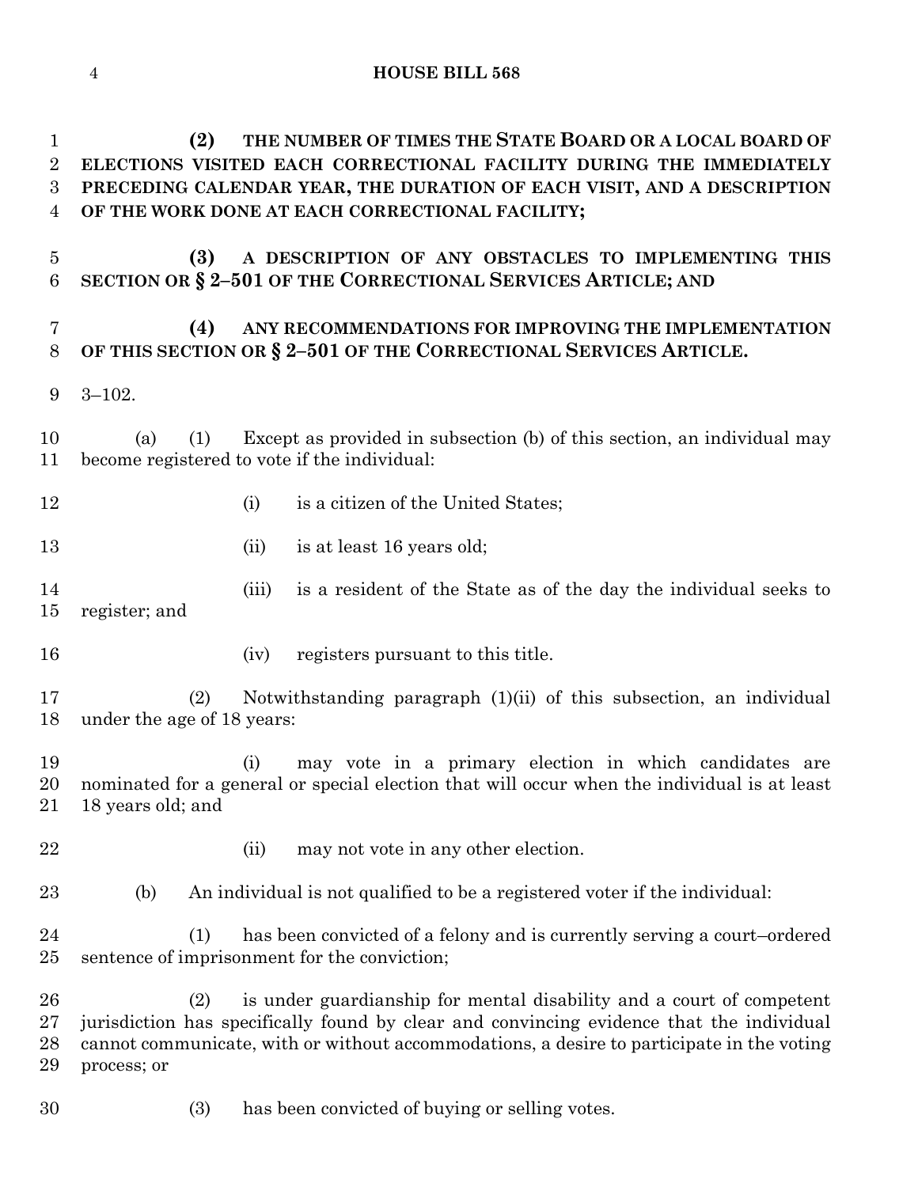**(2) THE NUMBER OF TIMES THE STATE BOARD OR A LOCAL BOARD OF ELECTIONS VISITED EACH CORRECTIONAL FACILITY DURING THE IMMEDIATELY PRECEDING CALENDAR YEAR, THE DURATION OF EACH VISIT, AND A DESCRIPTION OF THE WORK DONE AT EACH CORRECTIONAL FACILITY;**

**(3) A DESCRIPTION OF ANY OBSTACLES TO IMPLEMENTING THIS SECTION OR § 2–501 OF THE CORRECTIONAL SERVICES ARTICLE; AND**

**(4) ANY RECOMMENDATIONS FOR IMPROVING THE IMPLEMENTATION OF THIS SECTION OR § 2–501 OF THE CORRECTIONAL SERVICES ARTICLE.**

3–102.

(a) (1) Except as provided in subsection (b) of this section, an individual may become registered to vote if the individual:

(i) is a citizen of the United States;

(ii) is at least 16 years old;

(iii) is a resident of the State as of the day the individual seeks to register; and

(iv) registers pursuant to this title.

(2) Notwithstanding paragraph (1)(ii) of this subsection, an individual under the age of 18 years:

(i) may vote in a primary election in which candidates are nominated for a general or special election that will occur when the individual is at least 18 years old; and

(ii) may not vote in any other election.

(b) An individual is not qualified to be a registered voter if the individual:

(1) has been convicted of a felony and is currently serving a court–ordered sentence of imprisonment for the conviction;

(2) is under guardianship for mental disability and a court of competent jurisdiction has specifically found by clear and convincing evidence that the individual cannot communicate, with or without accommodations, a desire to participate in the voting process; or

(3) has been convicted of buying or selling votes.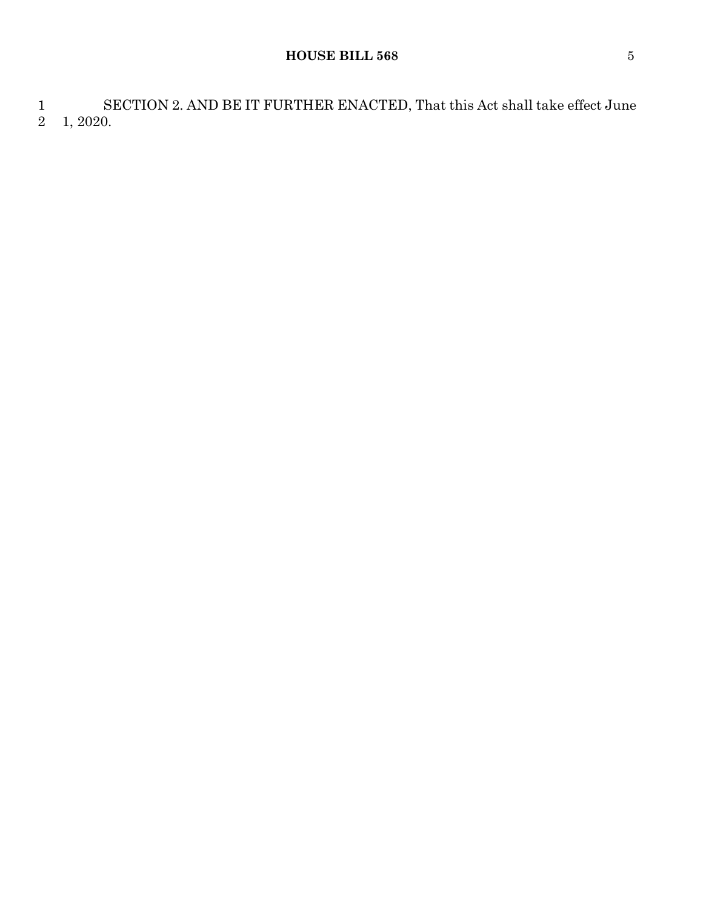SECTION 2. AND BE IT FURTHER ENACTED, That this Act shall take effect June 1, 2020.